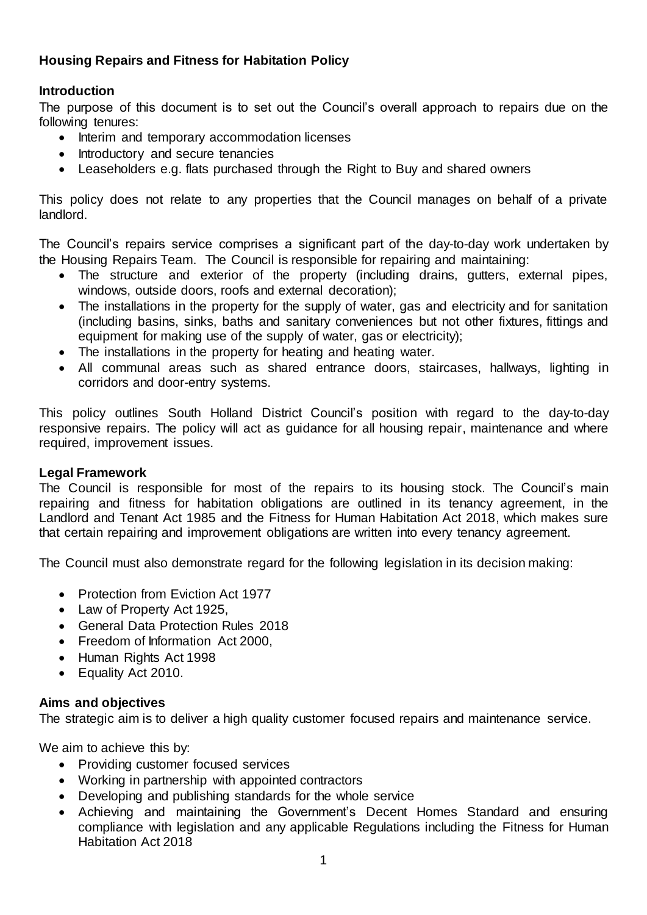# Housing Repairs and Fitness for Habitation Policy

## Introduction

The purpose of this document is to set out the Council's overall approach to repairs due on the following tenures:

- Interim and temporary accommodation licenses
- Introductory and secure tenancies
- Leaseholders e.g. flats purchased through the Right to Buy and shared owners

This policy does not relate to any properties that the Council manages on behalf of a private landlord.

The Council's repairs service comprises a significant part of the day-to-day work undertaken by the Housing Repairs Team. The Council is responsible for repairing and maintaining:

- The structure and exterior of the property (including drains, gutters, external pipes, windows, outside doors, roofs and external decoration);
- The installations in the property for the supply of water, gas and electricity and for sanitation (including basins, sinks, baths and sanitary conveniences but not other fixtures, fittings and equipment for making use of the supply of water, gas or electricity);
- The installations in the property for heating and heating water.
- All communal areas such as shared entrance doors, staircases, hallways, lighting in corridors and door-entry systems.

This policy outlines South Holland District Council's position with regard to the day-to-day responsive repairs. The policy will act as guidance for all housing repair, maintenance and where required, improvement issues.

## Legal Framework

The Council is responsible for most of the repairs to its housing stock. The Council's main repairing and fitness for habitation obligations are outlined in its tenancy agreement, in the Landlord and Tenant Act 1985 and the Fitness for Human Habitation Act 2018, which makes sure that certain repairing and improvement obligations are written into every tenancy agreement.

The Council must also demonstrate regard for the following legislation in its decision making:

- Protection from Eviction Act 1977
- Law of Property Act 1925,
- General Data Protection Rules 2018
- Freedom of Information Act 2000,
- Human Rights Act 1998
- Equality Act 2010.

## Aims and objectives

The strategic aim is to deliver a high quality customer focused repairs and maintenance service.

We aim to achieve this by:

- Providing customer focused services
- Working in partnership with appointed contractors
- Developing and publishing standards for the whole service
- Achieving and maintaining the Government's Decent Homes Standard and ensuring compliance with legislation and any applicable Regulations including the Fitness for Human Habitation Act 2018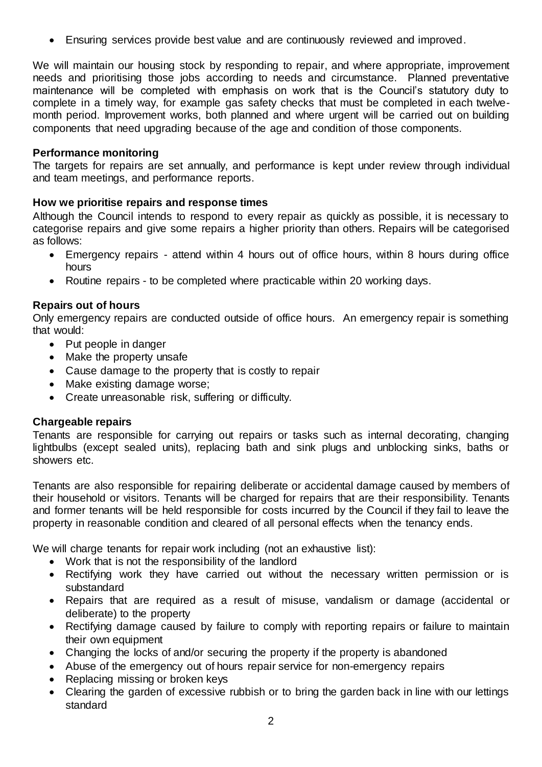- Ensuring services provide best value and are continuously reviewed and improved.

We will maintain our housing stock by responding to repair, and where appropriate, improvement needs and prioritising those jobs according to needs and circumstance. Planned preventative maintenance will be completed with emphasis on work that is the Council's statutory duty to complete in a timely way, for example gas safety checks that must be completed in each twelve-month period. Improvement works, both planned and where urgent will be carried out on building components that need upgrading because of the age and condition of those components.

**Performance monitoring**

The targets for repairs are set annually, and performance is kept under review through individual and team meetings, and performance reports.

**How we prioritise repairs and response times**

Although the Council intends to respond to every repair as quickly as possible, it is necessary to categorise repairs and give some repairs a higher priority than others. Repairs will be categorised as follows:

- Emergency repairs - attend within 4 hours out of office hours, within 8 hours during office hours
- Routine repairs - to be completed where practicable within 20 working days.

**Repairs out of hours**

Only emergency repairs are conducted outside of office hours. An emergency repair is something that would:

- Put people in danger
- Make the property unsafe
- Cause damage to the property that is costly to repair
- Make existing damage worse;
- Create unreasonable risk, suffering or difficulty.

**Chargeable repairs**

Tenants are responsible for carrying out repairs or tasks such as internal decorating, changing lightbulbs (except sealed units), replacing bath and sink plugs and unblocking sinks, baths or showers etc.

Tenants are also responsible for repairing deliberate or accidental damage caused by members of their household or visitors. Tenants will be charged for repairs that are their responsibility. Tenants and former tenants will be held responsible for costs incurred by the Council if they fail to leave the property in reasonable condition and cleared of all personal effects when the tenancy ends.

We will charge tenants for repair work including (not an exhaustive list):

- Work that is not the responsibility of the landlord
- Rectifying work they have carried out without the necessary written permission or is substandard
- Repairs that are required as a result of misuse, vandalism or damage (accidental or deliberate) to the property
- Rectifying damage caused by failure to comply with reporting repairs or failure to maintain their own equipment
- Changing the locks of and/or securing the property if the property is abandoned
- Abuse of the emergency out of hours repair service for non-emergency repairs
- Replacing missing or broken keys
- Clearing the garden of excessive rubbish or to bring the garden back in line with our lettings standard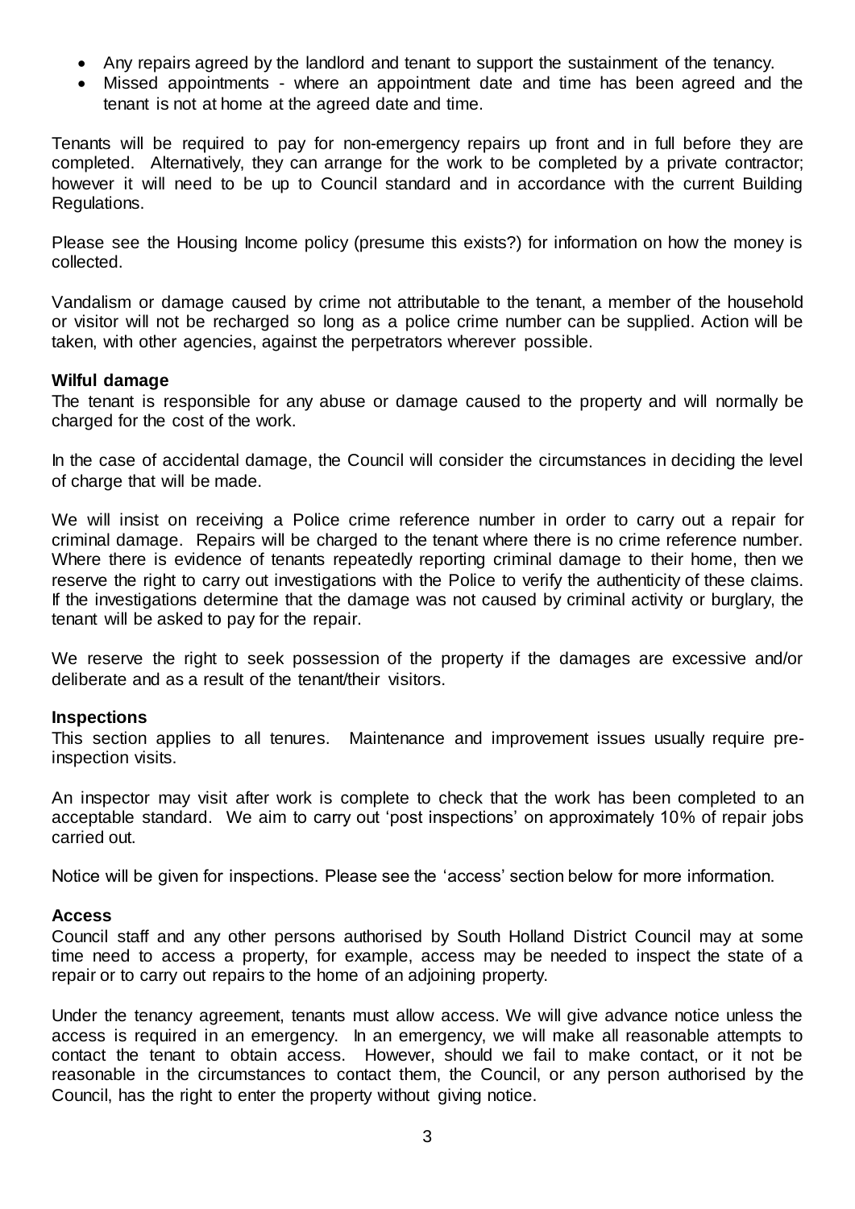- Any repairs agreed by the landlord and tenant to support the sustainment of the tenancy.
- Missed appointments - where an appointment date and time has been agreed and the tenant is not at home at the agreed date and time.

Tenants will be required to pay for non-emergency repairs up front and in full before they are completed. Alternatively, they can arrange for the work to be completed by a private contractor; however it will need to be up to Council standard and in accordance with the current Building Regulations.

Please see the Housing Income policy (presume this exists?) for information on how the money is collected.

Vandalism or damage caused by crime not attributable to the tenant, a member of the household or visitor will not be recharged so long as a police crime number can be supplied. Action will be taken, with other agencies, against the perpetrators wherever possible.

**Wilful damage**

The tenant is responsible for any abuse or damage caused to the property and will normally be charged for the cost of the work.

In the case of accidental damage, the Council will consider the circumstances in deciding the level of charge that will be made.

We will insist on receiving a Police crime reference number in order to carry out a repair for criminal damage. Repairs will be charged to the tenant where there is no crime reference number. Where there is evidence of tenants repeatedly reporting criminal damage to their home, then we reserve the right to carry out investigations with the Police to verify the authenticity of these claims. If the investigations determine that the damage was not caused by criminal activity or burglary, the tenant will be asked to pay for the repair.

We reserve the right to seek possession of the property if the damages are excessive and/or deliberate and as a result of the tenant/their visitors.

**Inspections**

This section applies to all tenures. Maintenance and improvement issues usually require pre-inspection visits.

An inspector may visit after work is complete to check that the work has been completed to an acceptable standard. We aim to carry out 'post inspections' on approximately 10% of repair jobs carried out.

Notice will be given for inspections. Please see the 'access' section below for more information.

**Access**

Council staff and any other persons authorised by South Holland District Council may at some time need to access a property, for example, access may be needed to inspect the state of a repair or to carry out repairs to the home of an adjoining property.

Under the tenancy agreement, tenants must allow access. We will give advance notice unless the access is required in an emergency. In an emergency, we will make all reasonable attempts to contact the tenant to obtain access. However, should we fail to make contact, or it not be reasonable in the circumstances to contact them, the Council, or any person authorised by the Council, has the right to enter the property without giving notice.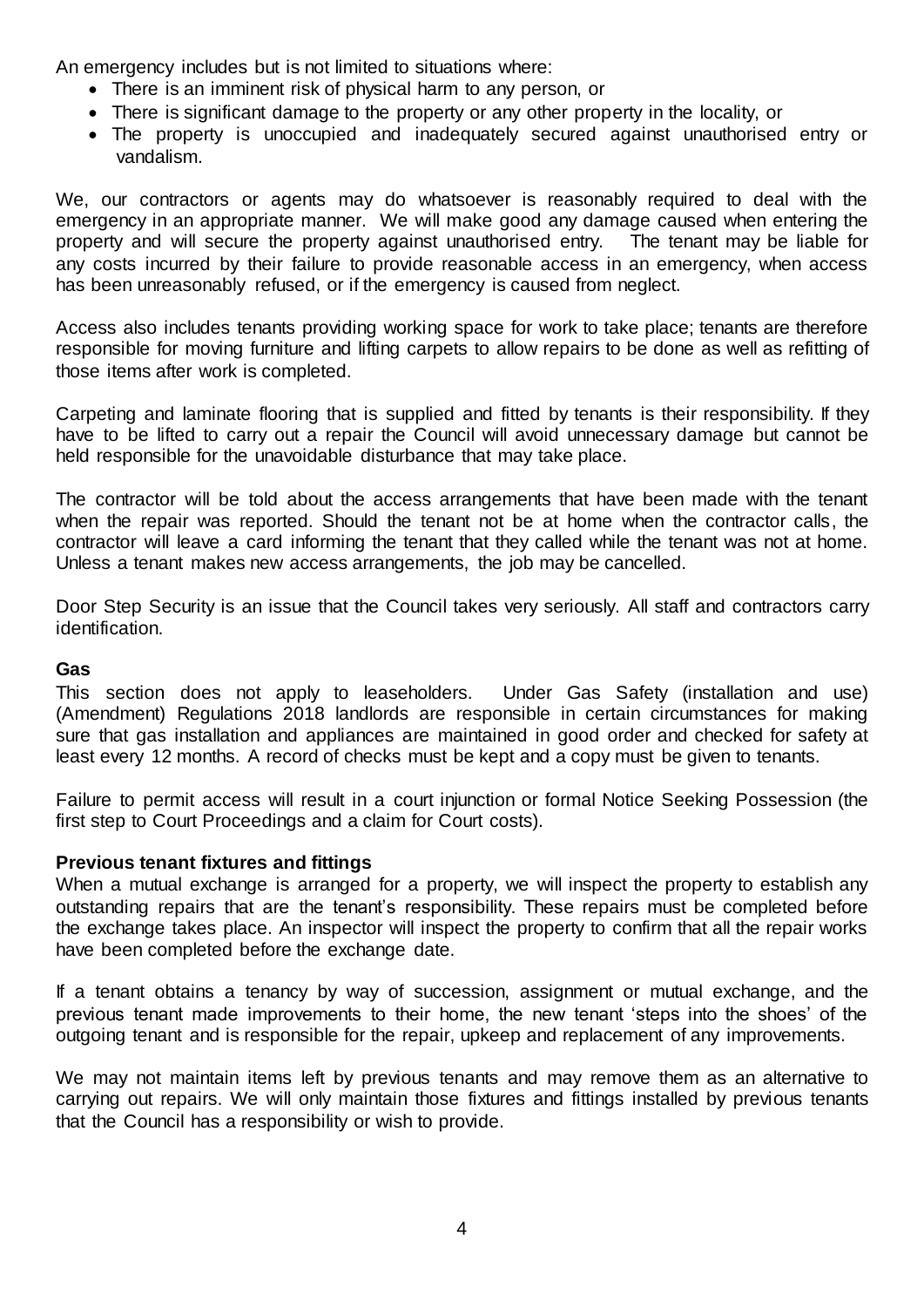An emergency includes but is not limited to situations where:

- There is an imminent risk of physical harm to any person, or
- There is significant damage to the property or any other property in the locality, or
- The property is unoccupied and inadequately secured against unauthorised entry or vandalism.

We, our contractors or agents may do whatsoever is reasonably required to deal with the emergency in an appropriate manner. We will make good any damage caused when entering the property and will secure the property against unauthorised entry. The tenant may be liable for any costs incurred by their failure to provide reasonable access in an emergency, when access has been unreasonably refused, or if the emergency is caused from neglect.

Access also includes tenants providing working space for work to take place; tenants are therefore responsible for moving furniture and lifting carpets to allow repairs to be done as well as refitting of those items after work is completed.

Carpeting and laminate flooring that is supplied and fitted by tenants is their responsibility. If they have to be lifted to carry out a repair the Council will avoid unnecessary damage but cannot be held responsible for the unavoidable disturbance that may take place.

The contractor will be told about the access arrangements that have been made with the tenant when the repair was reported. Should the tenant not be at home when the contractor calls, the contractor will leave a card informing the tenant that they called while the tenant was not at home. Unless a tenant makes new access arrangements, the job may be cancelled.

Door Step Security is an issue that the Council takes very seriously. All staff and contractors carry identification.

**Gas**

This section does not apply to leaseholders. Under Gas Safety (installation and use) (Amendment) Regulations 2018 landlords are responsible in certain circumstances for making sure that gas installation and appliances are maintained in good order and checked for safety at least every 12 months. A record of checks must be kept and a copy must be given to tenants.

Failure to permit access will result in a court injunction or formal Notice Seeking Possession (the first step to Court Proceedings and a claim for Court costs).

**Previous tenant fixtures and fittings**

When a mutual exchange is arranged for a property, we will inspect the property to establish any outstanding repairs that are the tenant's responsibility. These repairs must be completed before the exchange takes place. An inspector will inspect the property to confirm that all the repair works have been completed before the exchange date.

If a tenant obtains a tenancy by way of succession, assignment or mutual exchange, and the previous tenant made improvements to their home, the new tenant 'steps into the shoes' of the outgoing tenant and is responsible for the repair, upkeep and replacement of any improvements.

We may not maintain items left by previous tenants and may remove them as an alternative to carrying out repairs. We will only maintain those fixtures and fittings installed by previous tenants that the Council has a responsibility or wish to provide.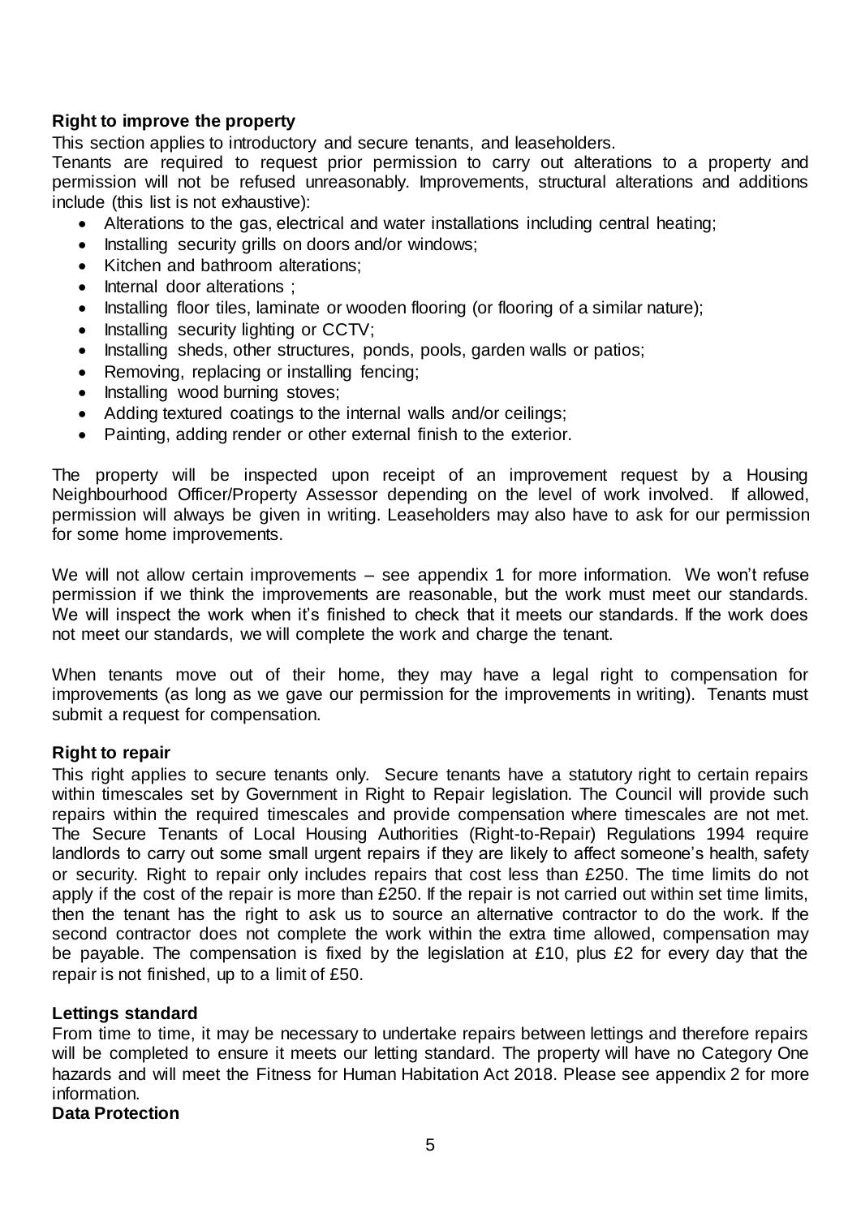**Right to improve the property**

This section applies to introductory and secure tenants, and leaseholders.

Tenants are required to request prior permission to carry out alterations to a property and permission will not be refused unreasonably. Improvements, structural alterations and additions include (this list is not exhaustive):

- Alterations to the gas, electrical and water installations including central heating;
- Installing security grills on doors and/or windows;
- Kitchen and bathroom alterations;
- Internal door alterations ;
- Installing floor tiles, laminate or wooden flooring (or flooring of a similar nature);
- Installing security lighting or CCTV;
- Installing sheds, other structures, ponds, pools, garden walls or patios;
- Removing, replacing or installing fencing;
- Installing wood burning stoves;
- Adding textured coatings to the internal walls and/or ceilings;
- Painting, adding render or other external finish to the exterior.

The property will be inspected upon receipt of an improvement request by a Housing Neighbourhood Officer/Property Assessor depending on the level of work involved. If allowed, permission will always be given in writing. Leaseholders may also have to ask for our permission for some home improvements.

We will not allow certain improvements – see appendix 1 for more information. We won't refuse permission if we think the improvements are reasonable, but the work must meet our standards. We will inspect the work when it's finished to check that it meets our standards. If the work does not meet our standards, we will complete the work and charge the tenant.

When tenants move out of their home, they may have a legal right to compensation for improvements (as long as we gave our permission for the improvements in writing). Tenants must submit a request for compensation.

**Right to repair**

This right applies to secure tenants only. Secure tenants have a statutory right to certain repairs within timescales set by Government in Right to Repair legislation. The Council will provide such repairs within the required timescales and provide compensation where timescales are not met. The Secure Tenants of Local Housing Authorities (Right-to-Repair) Regulations 1994 require landlords to carry out some small urgent repairs if they are likely to affect someone's health, safety or security. Right to repair only includes repairs that cost less than £250. The time limits do not apply if the cost of the repair is more than £250. If the repair is not carried out within set time limits, then the tenant has the right to ask us to source an alternative contractor to do the work. If the second contractor does not complete the work within the extra time allowed, compensation may be payable. The compensation is fixed by the legislation at £10, plus £2 for every day that the repair is not finished, up to a limit of £50.

**Lettings standard**

From time to time, it may be necessary to undertake repairs between lettings and therefore repairs will be completed to ensure it meets our letting standard. The property will have no Category One hazards and will meet the Fitness for Human Habitation Act 2018. Please see appendix 2 for more information.

**Data Protection**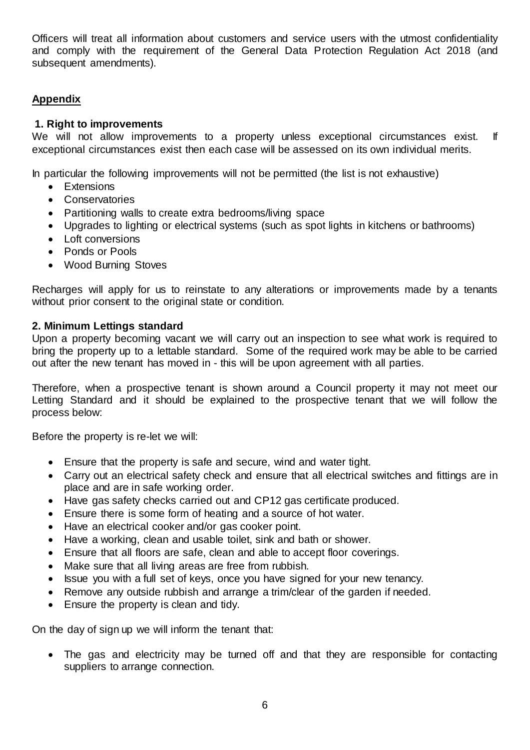Officers will treat all information about customers and service users with the utmost confidentiality and comply with the requirement of the General Data Protection Regulation Act 2018 (and subsequent amendments).

## Appendix

### 1. Right to improvements

We will not allow improvements to a property unless exceptional circumstances exist. If exceptional circumstances exist then each case will be assessed on its own individual merits.

In particular the following improvements will not be permitted (the list is not exhaustive)

- Extensions
- Conservatories
- Partitioning walls to create extra bedrooms/living space
- Upgrades to lighting or electrical systems (such as spot lights in kitchens or bathrooms)
- Loft conversions
- Ponds or Pools
- Wood Burning Stoves

Recharges will apply for us to reinstate to any alterations or improvements made by a tenants without prior consent to the original state or condition.

### 2. Minimum Lettings standard

Upon a property becoming vacant we will carry out an inspection to see what work is required to bring the property up to a lettable standard. Some of the required work may be able to be carried out after the new tenant has moved in - this will be upon agreement with all parties.

Therefore, when a prospective tenant is shown around a Council property it may not meet our Letting Standard and it should be explained to the prospective tenant that we will follow the process below:

Before the property is re-let we will:

- Ensure that the property is safe and secure, wind and water tight.
- Carry out an electrical safety check and ensure that all electrical switches and fittings are in place and are in safe working order.
- Have gas safety checks carried out and CP12 gas certificate produced.
- Ensure there is some form of heating and a source of hot water.
- Have an electrical cooker and/or gas cooker point.
- Have a working, clean and usable toilet, sink and bath or shower.
- Ensure that all floors are safe, clean and able to accept floor coverings.
- Make sure that all living areas are free from rubbish.
- Issue you with a full set of keys, once you have signed for your new tenancy.
- Remove any outside rubbish and arrange a trim/clear of the garden if needed.
- Ensure the property is clean and tidy.

On the day of sign up we will inform the tenant that:

- The gas and electricity may be turned off and that they are responsible for contacting suppliers to arrange connection.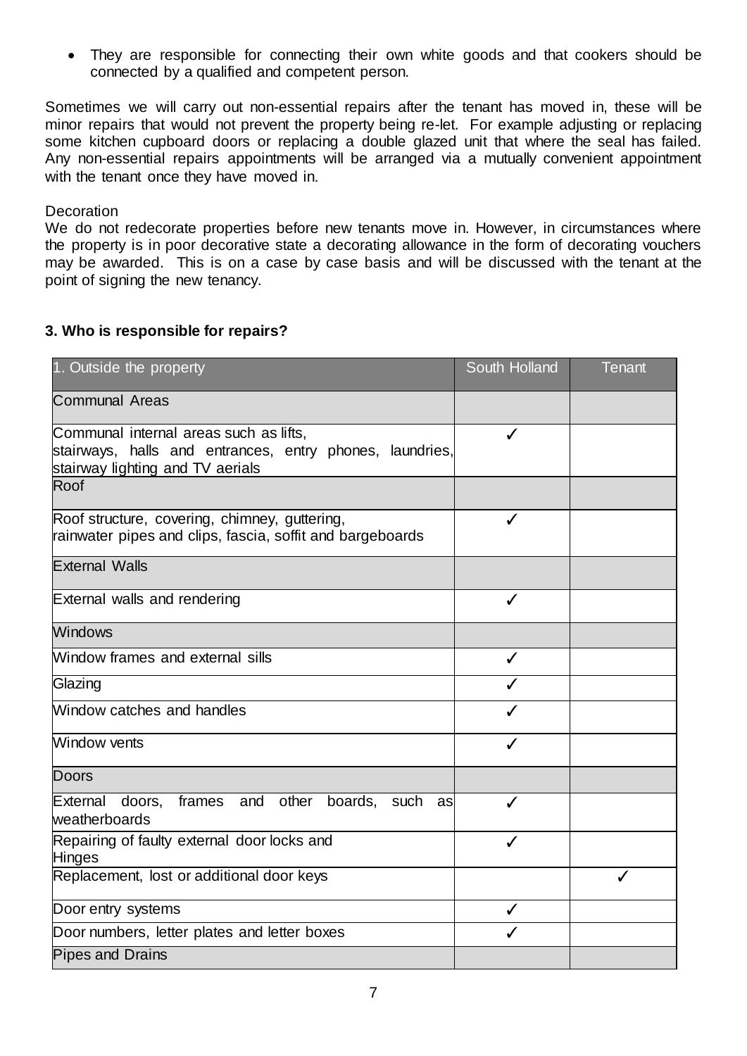- They are responsible for connecting their own white goods and that cookers should be connected by a qualified and competent person.

Sometimes we will carry out non-essential repairs after the tenant has moved in, these will be minor repairs that would not prevent the property being re-let. For example adjusting or replacing some kitchen cupboard doors or replacing a double glazed unit that where the seal has failed. Any non-essential repairs appointments will be arranged via a mutually convenient appointment with the tenant once they have moved in.

Decoration

We do not redecorate properties before new tenants move in. However, in circumstances where the property is in poor decorative state a decorating allowance in the form of decorating vouchers may be awarded. This is on a case by case basis and will be discussed with the tenant at the point of signing the new tenancy.

**3. Who is responsible for repairs?**

| 1. Outside the property | South Holland | Tenant |
|---|---|---|
| Communal Areas | | |
| Communal internal areas such as lifts, stairways, halls and entrances, entry phones, laundries, stairway lighting and TV aerials | ✓ | |
| Roof | | |
| Roof structure, covering, chimney, guttering, rainwater pipes and clips, fascia, soffit and bargeboards | ✓ | |
| External Walls | | |
| External walls and rendering | ✓ | |
| Windows | | |
| Window frames and external sills | ✓ | |
| Glazing | ✓ | |
| Window catches and handles | ✓ | |
| Window vents | ✓ | |
| Doors | | |
| External doors, frames and other boards, such as weatherboards | ✓ | |
| Repairing of faulty external door locks and Hinges | ✓ | |
| Replacement, lost or additional door keys | | ✓ |
| Door entry systems | ✓ | |
| Door numbers, letter plates and letter boxes | ✓ | |
| Pipes and Drains | | |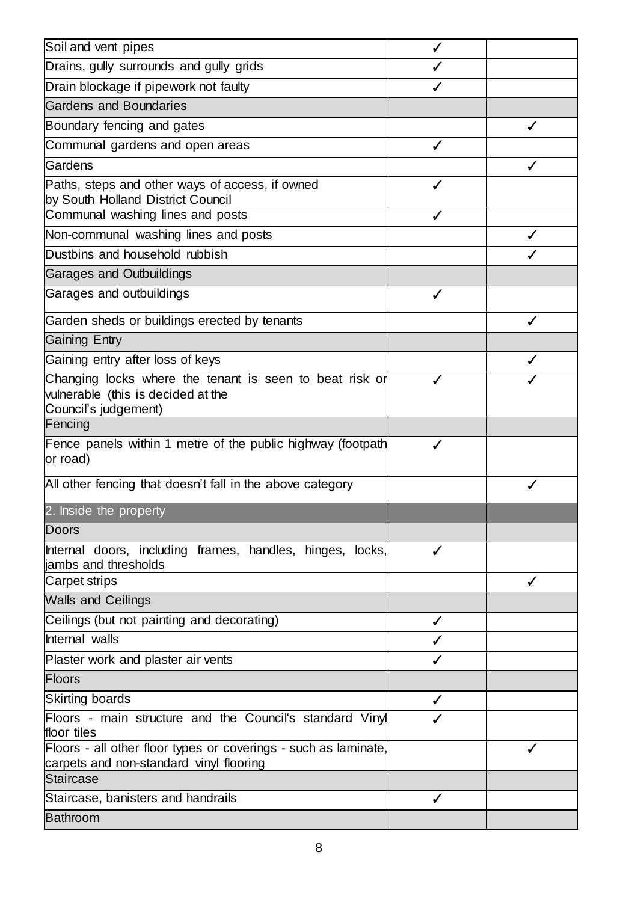| | | |
|---|---|---|
| Soil and vent pipes | ✓ | |
| Drains, gully surrounds and gully grids | ✓ | |
| Drain blockage if pipework not faulty | ✓ | |
| Gardens and Boundaries | | |
| Boundary fencing and gates | | ✓ |
| Communal gardens and open areas | ✓ | |
| Gardens | | ✓ |
| Paths, steps and other ways of access, if owned by South Holland District Council | ✓ | |
| Communal washing lines and posts | ✓ | |
| Non-communal washing lines and posts | | ✓ |
| Dustbins and household rubbish | | ✓ |
| Garages and Outbuildings | | |
| Garages and outbuildings | ✓ | |
| Garden sheds or buildings erected by tenants | | ✓ |
| Gaining Entry | | |
| Gaining entry after loss of keys | | ✓ |
| Changing locks where the tenant is seen to beat risk or vulnerable (this is decided at the Council's judgement) | ✓ | ✓ |
| Fencing | | |
| Fence panels within 1 metre of the public highway (footpath or road) | ✓ | |
| All other fencing that doesn't fall in the above category | | ✓ |
| 2. Inside the property | | |
| Doors | | |
| Internal doors, including frames, handles, hinges, locks, jambs and thresholds | ✓ | |
| Carpet strips | | ✓ |
| Walls and Ceilings | | |
| Ceilings (but not painting and decorating) | ✓ | |
| Internal walls | ✓ | |
| Plaster work and plaster air vents | ✓ | |
| Floors | | |
| Skirting boards | ✓ | |
| Floors - main structure and the Council's standard Vinyl floor tiles | ✓ | |
| Floors - all other floor types or coverings - such as laminate, carpets and non-standard vinyl flooring | | ✓ |
| Staircase | | |
| Staircase, banisters and handrails | ✓ | |
| Bathroom | | |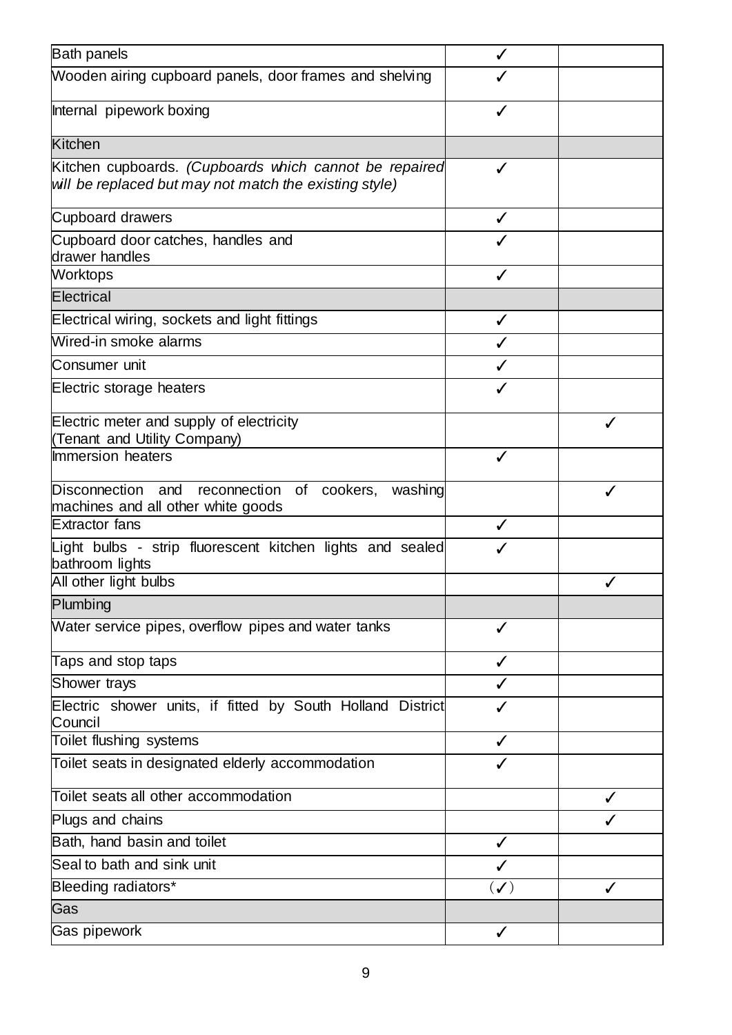| | | |
|---|---|---|
| Bath panels | ✓ | |
| Wooden airing cupboard panels, door frames and shelving | ✓ | |
| Internal pipework boxing | ✓ | |
| Kitchen | | |
| Kitchen cupboards. *(Cupboards which cannot be repaired will be replaced but may not match the existing style)* | ✓ | |
| Cupboard drawers | ✓ | |
| Cupboard door catches, handles and drawer handles | ✓ | |
| Worktops | ✓ | |
| Electrical | | |
| Electrical wiring, sockets and light fittings | ✓ | |
| Wired-in smoke alarms | ✓ | |
| Consumer unit | ✓ | |
| Electric storage heaters | ✓ | |
| Electric meter and supply of electricity (Tenant and Utility Company) | | ✓ |
| Immersion heaters | ✓ | |
| Disconnection and reconnection of cookers, washing machines and all other white goods | | ✓ |
| Extractor fans | ✓ | |
| Light bulbs - strip fluorescent kitchen lights and sealed bathroom lights | ✓ | |
| All other light bulbs | | ✓ |
| Plumbing | | |
| Water service pipes, overflow pipes and water tanks | ✓ | |
| Taps and stop taps | ✓ | |
| Shower trays | ✓ | |
| Electric shower units, if fitted by South Holland District Council | ✓ | |
| Toilet flushing systems | ✓ | |
| Toilet seats in designated elderly accommodation | ✓ | |
| Toilet seats all other accommodation | | ✓ |
| Plugs and chains | | ✓ |
| Bath, hand basin and toilet | ✓ | |
| Seal to bath and sink unit | ✓ | |
| Bleeding radiators* | (✓) | ✓ |
| Gas | | |
| Gas pipework | ✓ | |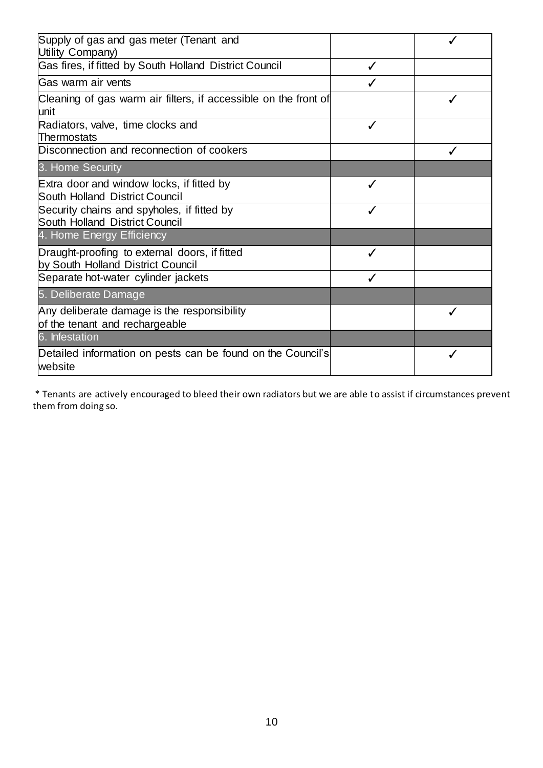| | | |
|---|---|---|
| Supply of gas and gas meter (Tenant and Utility Company) | | ✓ |
| Gas fires, if fitted by South Holland District Council | ✓ | |
| Gas warm air vents | ✓ | |
| Cleaning of gas warm air filters, if accessible on the front of unit | | ✓ |
| Radiators, valve, time clocks and Thermostats | ✓ | |
| Disconnection and reconnection of cookers | | ✓ |
| 3. Home Security | | |
| Extra door and window locks, if fitted by South Holland District Council | ✓ | |
| Security chains and spyholes, if fitted by South Holland District Council | ✓ | |
| 4. Home Energy Efficiency | | |
| Draught-proofing to external doors, if fitted by South Holland District Council | ✓ | |
| Separate hot-water cylinder jackets | ✓ | |
| 5. Deliberate Damage | | |
| Any deliberate damage is the responsibility of the tenant and rechargeable | | ✓ |
| 6. Infestation | | |
| Detailed information on pests can be found on the Council's website | | ✓ |

* Tenants are actively encouraged to bleed their own radiators but we are able to assist if circumstances prevent them from doing so.